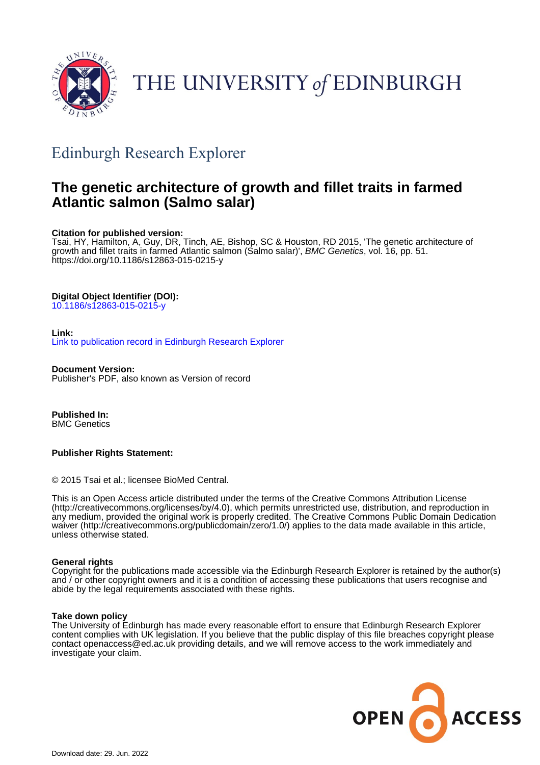THE UNIVERSITY *of* EDINBURGH

## Edinburgh Research Explorer

# The genetic architecture of growth and fillet traits in farmed Atlantic salmon (Salmo salar)

**Citation for published version:**
Tsai, HY, Hamilton, A, Guy, DR, Tinch, AE, Bishop, SC & Houston, RD 2015, 'The genetic architecture of growth and fillet traits in farmed Atlantic salmon (Salmo salar)', *BMC Genetics*, vol. 16, pp. 51. https://doi.org/10.1186/s12863-015-0215-y

**Digital Object Identifier (DOI):**
10.1186/s12863-015-0215-y

**Link:**
Link to publication record in Edinburgh Research Explorer

**Document Version:**
Publisher's PDF, also known as Version of record

**Published In:**
BMC Genetics

**Publisher Rights Statement:**

© 2015 Tsai et al.; licensee BioMed Central.

This is an Open Access article distributed under the terms of the Creative Commons Attribution License (http://creativecommons.org/licenses/by/4.0), which permits unrestricted use, distribution, and reproduction in any medium, provided the original work is properly credited. The Creative Commons Public Domain Dedication waiver (http://creativecommons.org/publicdomain/zero/1.0/) applies to the data made available in this article, unless otherwise stated.

**General rights**
Copyright for the publications made accessible via the Edinburgh Research Explorer is retained by the author(s) and / or other copyright owners and it is a condition of accessing these publications that users recognise and abide by the legal requirements associated with these rights.

**Take down policy**
The University of Edinburgh has made every reasonable effort to ensure that Edinburgh Research Explorer content complies with UK legislation. If you believe that the public display of this file breaches copyright please contact openaccess@ed.ac.uk providing details, and we will remove access to the work immediately and investigate your claim.

Download date: 29. Jun. 2022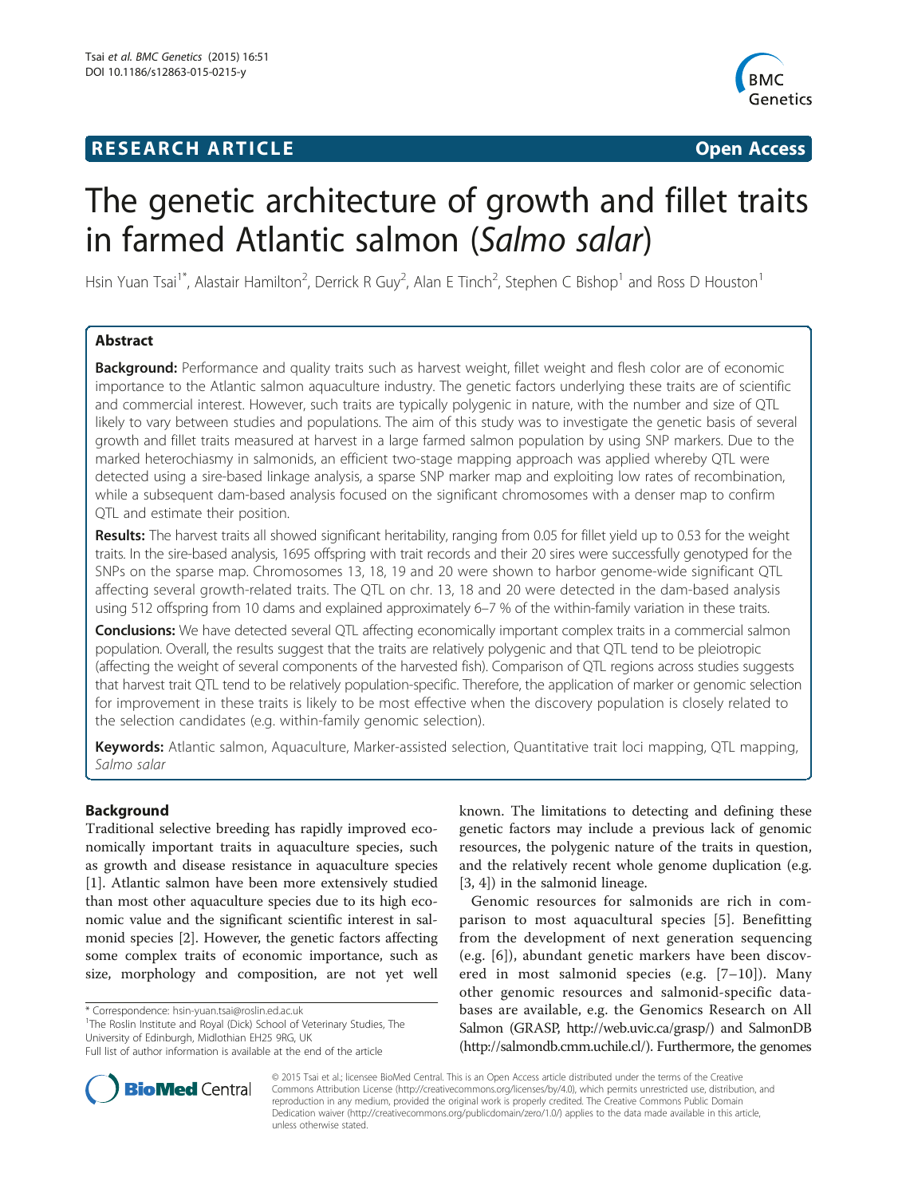# The genetic architecture of growth and fillet traits in farmed Atlantic salmon (*Salmo salar*)

Hsin Yuan Tsai[1*], Alastair Hamilton[2], Derrick R Guy[2], Alan E Tinch[2], Stephen C Bishop[1] and Ross D Houston[1]

## Abstract

**Background:** Performance and quality traits such as harvest weight, fillet weight and flesh color are of economic importance to the Atlantic salmon aquaculture industry. The genetic factors underlying these traits are of scientific and commercial interest. However, such traits are typically polygenic in nature, with the number and size of QTL likely to vary between studies and populations. The aim of this study was to investigate the genetic basis of several growth and fillet traits measured at harvest in a large farmed salmon population by using SNP markers. Due to the marked heterochiasmy in salmonids, an efficient two-stage mapping approach was applied whereby QTL were detected using a sire-based linkage analysis, a sparse SNP marker map and exploiting low rates of recombination, while a subsequent dam-based analysis focused on the significant chromosomes with a denser map to confirm QTL and estimate their position.

**Results:** The harvest traits all showed significant heritability, ranging from 0.05 for fillet yield up to 0.53 for the weight traits. In the sire-based analysis, 1695 offspring with trait records and their 20 sires were successfully genotyped for the SNPs on the sparse map. Chromosomes 13, 18, 19 and 20 were shown to harbor genome-wide significant QTL affecting several growth-related traits. The QTL on chr. 13, 18 and 20 were detected in the dam-based analysis using 512 offspring from 10 dams and explained approximately 6–7 % of the within-family variation in these traits.

**Conclusions:** We have detected several QTL affecting economically important complex traits in a commercial salmon population. Overall, the results suggest that the traits are relatively polygenic and that QTL tend to be pleiotropic (affecting the weight of several components of the harvested fish). Comparison of QTL regions across studies suggests that harvest trait QTL tend to be relatively population-specific. Therefore, the application of marker or genomic selection for improvement in these traits is likely to be most effective when the discovery population is closely related to the selection candidates (e.g. within-family genomic selection).

**Keywords:** Atlantic salmon, Aquaculture, Marker-assisted selection, Quantitative trait loci mapping, QTL mapping, *Salmo salar*

## Background

Traditional selective breeding has rapidly improved economically important traits in aquaculture species, such as growth and disease resistance in aquaculture species [1]. Atlantic salmon have been more extensively studied than most other aquaculture species due to its high economic value and the significant scientific interest in salmonid species [2]. However, the genetic factors affecting some complex traits of economic importance, such as size, morphology and composition, are not yet well known. The limitations to detecting and defining these genetic factors may include a previous lack of genomic resources, the polygenic nature of the traits in question, and the relatively recent whole genome duplication (e.g. [3, 4]) in the salmonid lineage.

Genomic resources for salmonids are rich in comparison to most aquacultural species [5]. Benefitting from the development of next generation sequencing (e.g. [6]), abundant genetic markers have been discovered in most salmonid species (e.g. [7–10]). Many other genomic resources and salmonid-specific databases are available, e.g. the Genomics Research on All Salmon (GRASP, http://web.uvic.ca/grasp/) and SalmonDB (http://salmondb.cmm.uchile.cl/). Furthermore, the genomes

\* Correspondence: hsin-yuan.tsai@roslin.ed.ac.uk
[1]The Roslin Institute and Royal (Dick) School of Veterinary Studies, The University of Edinburgh, Midlothian EH25 9RG, UK
Full list of author information is available at the end of the article

© 2015 Tsai et al.; licensee BioMed Central. This is an Open Access article distributed under the terms of the Creative Commons Attribution License (http://creativecommons.org/licenses/by/4.0), which permits unrestricted use, distribution, and reproduction in any medium, provided the original work is properly credited. The Creative Commons Public Domain Dedication waiver (http://creativecommons.org/publicdomain/zero/1.0/) applies to the data made available in this article, unless otherwise stated.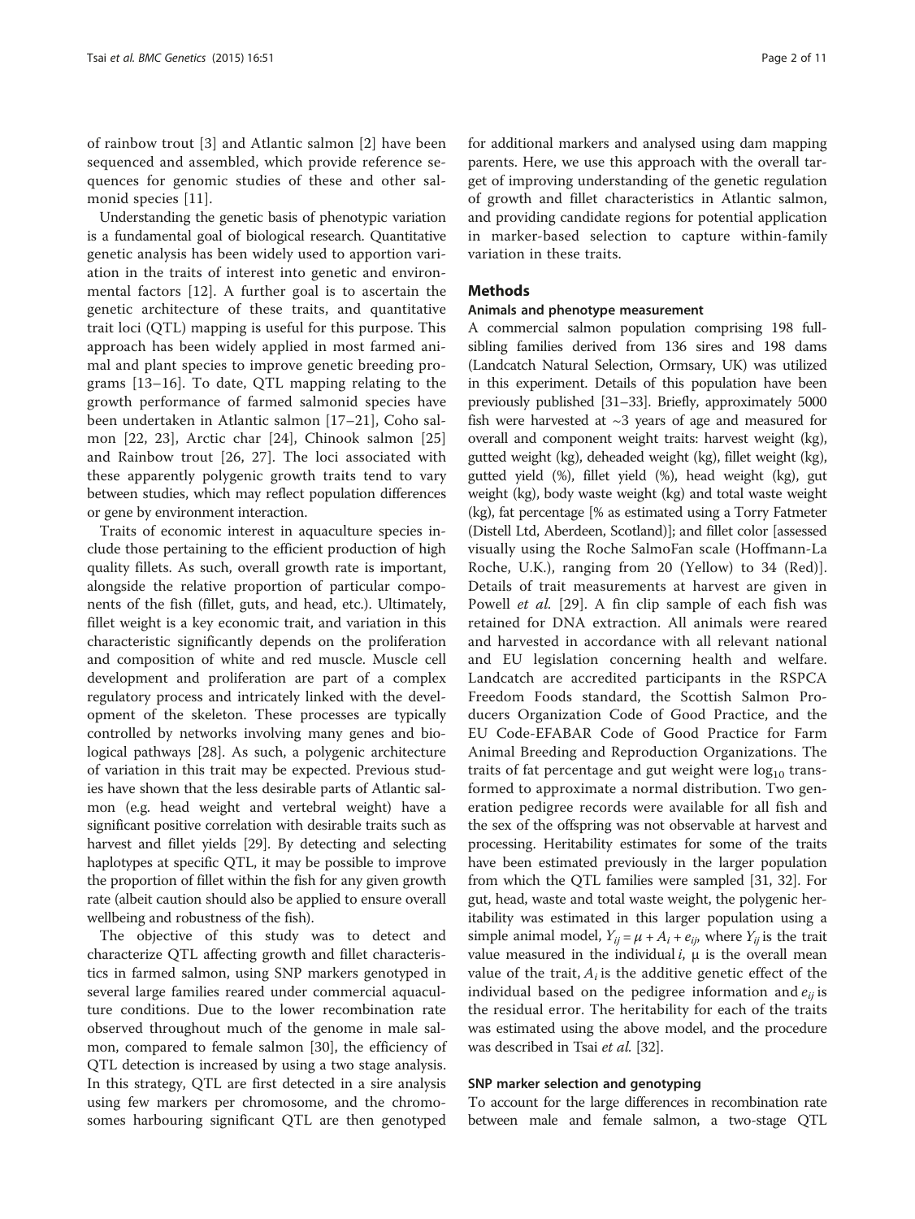of rainbow trout [3] and Atlantic salmon [2] have been sequenced and assembled, which provide reference sequences for genomic studies of these and other salmonid species [11].

Understanding the genetic basis of phenotypic variation is a fundamental goal of biological research. Quantitative genetic analysis has been widely used to apportion variation in the traits of interest into genetic and environmental factors [12]. A further goal is to ascertain the genetic architecture of these traits, and quantitative trait loci (QTL) mapping is useful for this purpose. This approach has been widely applied in most farmed animal and plant species to improve genetic breeding programs [13–16]. To date, QTL mapping relating to the growth performance of farmed salmonid species have been undertaken in Atlantic salmon [17–21], Coho salmon [22, 23], Arctic char [24], Chinook salmon [25] and Rainbow trout [26, 27]. The loci associated with these apparently polygenic growth traits tend to vary between studies, which may reflect population differences or gene by environment interaction.

Traits of economic interest in aquaculture species include those pertaining to the efficient production of high quality fillets. As such, overall growth rate is important, alongside the relative proportion of particular components of the fish (fillet, guts, and head, etc.). Ultimately, fillet weight is a key economic trait, and variation in this characteristic significantly depends on the proliferation and composition of white and red muscle. Muscle cell development and proliferation are part of a complex regulatory process and intricately linked with the development of the skeleton. These processes are typically controlled by networks involving many genes and biological pathways [28]. As such, a polygenic architecture of variation in this trait may be expected. Previous studies have shown that the less desirable parts of Atlantic salmon (e.g. head weight and vertebral weight) have a significant positive correlation with desirable traits such as harvest and fillet yields [29]. By detecting and selecting haplotypes at specific QTL, it may be possible to improve the proportion of fillet within the fish for any given growth rate (albeit caution should also be applied to ensure overall wellbeing and robustness of the fish).

The objective of this study was to detect and characterize QTL affecting growth and fillet characteristics in farmed salmon, using SNP markers genotyped in several large families reared under commercial aquaculture conditions. Due to the lower recombination rate observed throughout much of the genome in male salmon, compared to female salmon [30], the efficiency of QTL detection is increased by using a two stage analysis. In this strategy, QTL are first detected in a sire analysis using few markers per chromosome, and the chromosomes harbouring significant QTL are then genotyped for additional markers and analysed using dam mapping parents. Here, we use this approach with the overall target of improving understanding of the genetic regulation of growth and fillet characteristics in Atlantic salmon, and providing candidate regions for potential application in marker-based selection to capture within-family variation in these traits.

## Methods

### Animals and phenotype measurement

A commercial salmon population comprising 198 full-sibling families derived from 136 sires and 198 dams (Landcatch Natural Selection, Ormsary, UK) was utilized in this experiment. Details of this population have been previously published [31–33]. Briefly, approximately 5000 fish were harvested at ~3 years of age and measured for overall and component weight traits: harvest weight (kg), gutted weight (kg), deheaded weight (kg), fillet weight (kg), gutted yield (%), fillet yield (%), head weight (kg), gut weight (kg), body waste weight (kg) and total waste weight (kg), fat percentage [% as estimated using a Torry Fatmeter (Distell Ltd, Aberdeen, Scotland)]; and fillet color [assessed visually using the Roche SalmoFan scale (Hoffmann-La Roche, U.K.), ranging from 20 (Yellow) to 34 (Red)]. Details of trait measurements at harvest are given in Powell *et al.* [29]. A fin clip sample of each fish was retained for DNA extraction. All animals were reared and harvested in accordance with all relevant national and EU legislation concerning health and welfare. Landcatch are accredited participants in the RSPCA Freedom Foods standard, the Scottish Salmon Producers Organization Code of Good Practice, and the EU Code-EFABAR Code of Good Practice for Farm Animal Breeding and Reproduction Organizations. The traits of fat percentage and gut weight were $\log_{10}$ transformed to approximate a normal distribution. Two generation pedigree records were available for all fish and the sex of the offspring was not observable at harvest and processing. Heritability estimates for some of the traits have been estimated previously in the larger population from which the QTL families were sampled [31, 32]. For gut, head, waste and total waste weight, the polygenic heritability was estimated in this larger population using a simple animal model, $Y_{ij} = \mu + A_i + e_{ij}$, where $Y_{ij}$ is the trait value measured in the individual $i$, μ is the overall mean value of the trait, $A_i$ is the additive genetic effect of the individual based on the pedigree information and $e_{ij}$ is the residual error. The heritability for each of the traits was estimated using the above model, and the procedure was described in Tsai *et al.* [32].

### SNP marker selection and genotyping

To account for the large differences in recombination rate between male and female salmon, a two-stage QTL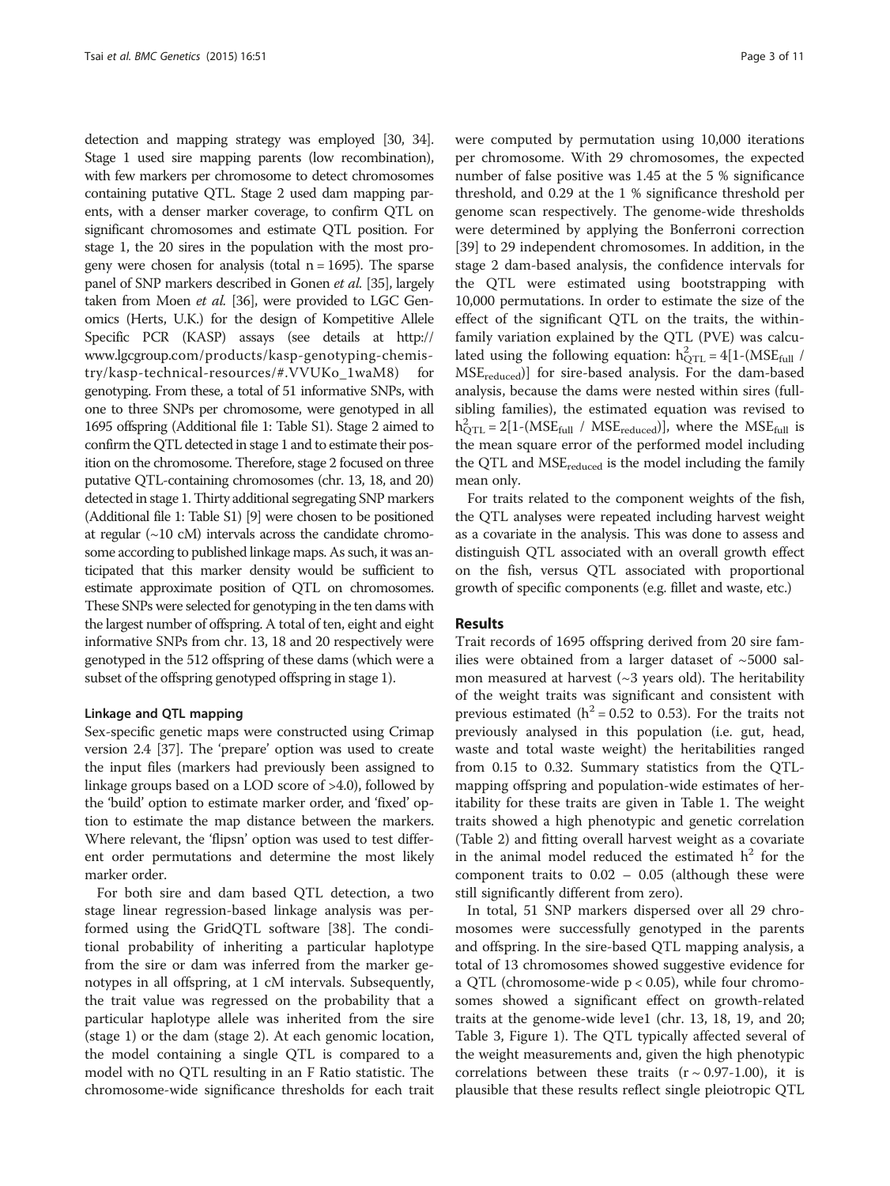detection and mapping strategy was employed [30, 34]. Stage 1 used sire mapping parents (low recombination), with few markers per chromosome to detect chromosomes containing putative QTL. Stage 2 used dam mapping parents, with a denser marker coverage, to confirm QTL on significant chromosomes and estimate QTL position. For stage 1, the 20 sires in the population with the most progeny were chosen for analysis (total n = 1695). The sparse panel of SNP markers described in Gonen *et al.* [35], largely taken from Moen *et al.* [36], were provided to LGC Genomics (Herts, U.K.) for the design of Kompetitive Allele Specific PCR (KASP) assays (see details at http://www.lgcgroup.com/products/kasp-genotyping-chemistry/kasp-technical-resources/#.VVUKo_1waM8) for genotyping. From these, a total of 51 informative SNPs, with one to three SNPs per chromosome, were genotyped in all 1695 offspring (Additional file 1: Table S1). Stage 2 aimed to confirm the QTL detected in stage 1 and to estimate their position on the chromosome. Therefore, stage 2 focused on three putative QTL-containing chromosomes (chr. 13, 18, and 20) detected in stage 1. Thirty additional segregating SNP markers (Additional file 1: Table S1) [9] were chosen to be positioned at regular (~10 cM) intervals across the candidate chromosome according to published linkage maps. As such, it was anticipated that this marker density would be sufficient to estimate approximate position of QTL on chromosomes. These SNPs were selected for genotyping in the ten dams with the largest number of offspring. A total of ten, eight and eight informative SNPs from chr. 13, 18 and 20 respectively were genotyped in the 512 offspring of these dams (which were a subset of the offspring genotyped offspring in stage 1).

### Linkage and QTL mapping

Sex-specific genetic maps were constructed using Crimap version 2.4 [37]. The 'prepare' option was used to create the input files (markers had previously been assigned to linkage groups based on a LOD score of >4.0), followed by the 'build' option to estimate marker order, and 'fixed' option to estimate the map distance between the markers. Where relevant, the 'flipsn' option was used to test different order permutations and determine the most likely marker order.

For both sire and dam based QTL detection, a two stage linear regression-based linkage analysis was performed using the GridQTL software [38]. The conditional probability of inheriting a particular haplotype from the sire or dam was inferred from the marker genotypes in all offspring, at 1 cM intervals. Subsequently, the trait value was regressed on the probability that a particular haplotype allele was inherited from the sire (stage 1) or the dam (stage 2). At each genomic location, the model containing a single QTL is compared to a model with no QTL resulting in an F Ratio statistic. The chromosome-wide significance thresholds for each trait were computed by permutation using 10,000 iterations per chromosome. With 29 chromosomes, the expected number of false positive was 1.45 at the 5 % significance threshold, and 0.29 at the 1 % significance threshold per genome scan respectively. The genome-wide thresholds were determined by applying the Bonferroni correction [39] to 29 independent chromosomes. In addition, in the stage 2 dam-based analysis, the confidence intervals for the QTL were estimated using bootstrapping with 10,000 permutations. In order to estimate the size of the effect of the significant QTL on the traits, the within-family variation explained by the QTL (PVE) was calculated using the following equation: $h^2_{QTL} = 4[1-(MSE_{full} / MSE_{reduced})]$ for sire-based analysis. For the dam-based analysis, because the dams were nested within sires (full-sibling families), the estimated equation was revised to $h^2_{QTL} = 2[1-(MSE_{full} / MSE_{reduced})]$, where the $MSE_{full}$ is the mean square error of the performed model including the QTL and $MSE_{reduced}$ is the model including the family mean only.

For traits related to the component weights of the fish, the QTL analyses were repeated including harvest weight as a covariate in the analysis. This was done to assess and distinguish QTL associated with an overall growth effect on the fish, versus QTL associated with proportional growth of specific components (e.g. fillet and waste, etc.)

## Results

Trait records of 1695 offspring derived from 20 sire families were obtained from a larger dataset of ~5000 salmon measured at harvest (~3 years old). The heritability of the weight traits was significant and consistent with previous estimated ($h^2 = 0.52$ to 0.53). For the traits not previously analysed in this population (i.e. gut, head, waste and total waste weight) the heritabilities ranged from 0.15 to 0.32. Summary statistics from the QTL-mapping offspring and population-wide estimates of heritability for these traits are given in Table 1. The weight traits showed a high phenotypic and genetic correlation (Table 2) and fitting overall harvest weight as a covariate in the animal model reduced the estimated $h^2$ for the component traits to 0.02 – 0.05 (although these were still significantly different from zero).

In total, 51 SNP markers dispersed over all 29 chromosomes were successfully genotyped in the parents and offspring. In the sire-based QTL mapping analysis, a total of 13 chromosomes showed suggestive evidence for a QTL (chromosome-wide $p < 0.05$), while four chromosomes showed a significant effect on growth-related traits at the genome-wide leve1 (chr. 13, 18, 19, and 20; Table 3, Figure 1). The QTL typically affected several of the weight measurements and, given the high phenotypic correlations between these traits ($r \sim 0.97$-1.00), it is plausible that these results reflect single pleiotropic QTL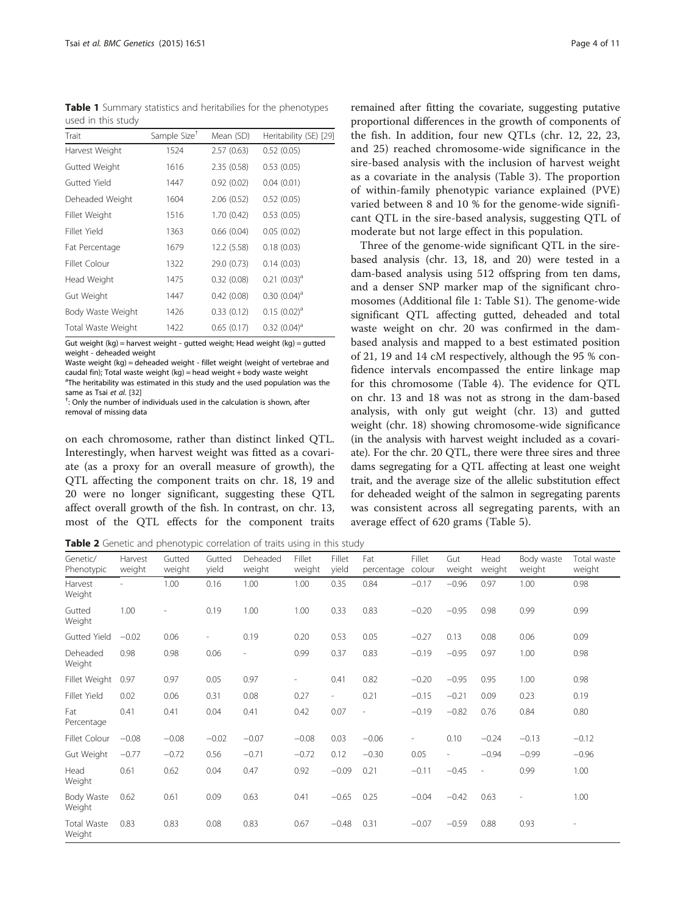**Table 1** Summary statistics and heritabilies for the phenotypes used in this study

| Trait | Sample Size[†] | Mean (SD) | Heritability (SE) [29] |
|---|---|---|---|
| Harvest Weight | 1524 | 2.57 (0.63) | 0.52 (0.05) |
| Gutted Weight | 1616 | 2.35 (0.58) | 0.53 (0.05) |
| Gutted Yield | 1447 | 0.92 (0.02) | 0.04 (0.01) |
| Deheaded Weight | 1604 | 2.06 (0.52) | 0.52 (0.05) |
| Fillet Weight | 1516 | 1.70 (0.42) | 0.53 (0.05) |
| Fillet Yield | 1363 | 0.66 (0.04) | 0.05 (0.02) |
| Fat Percentage | 1679 | 12.2 (5.58) | 0.18 (0.03) |
| Fillet Colour | 1322 | 29.0 (0.73) | 0.14 (0.03) |
| Head Weight | 1475 | 0.32 (0.08) | 0.21 (0.03)[a] |
| Gut Weight | 1447 | 0.42 (0.08) | 0.30 (0.04)[a] |
| Body Waste Weight | 1426 | 0.33 (0.12) | 0.15 (0.02)[a] |
| Total Waste Weight | 1422 | 0.65 (0.17) | 0.32 (0.04)[a] |

Gut weight (kg) = harvest weight - gutted weight; Head weight (kg) = gutted weight - deheaded weight

Waste weight (kg) = deheaded weight - fillet weight (weight of vertebrae and caudal fin); Total waste weight (kg) = head weight + body waste weight

[a]The heritability was estimated in this study and the used population was the same as Tsai *et al.* [32]

[†]: Only the number of individuals used in the calculation is shown, after removal of missing data

on each chromosome, rather than distinct linked QTL. Interestingly, when harvest weight was fitted as a covariate (as a proxy for an overall measure of growth), the QTL affecting the component traits on chr. 18, 19 and 20 were no longer significant, suggesting these QTL affect overall growth of the fish. In contrast, on chr. 13, most of the QTL effects for the component traits remained after fitting the covariate, suggesting putative proportional differences in the growth of components of the fish. In addition, four new QTLs (chr. 12, 22, 23, and 25) reached chromosome-wide significance in the sire-based analysis with the inclusion of harvest weight as a covariate in the analysis (Table 3). The proportion of within-family phenotypic variance explained (PVE) varied between 8 and 10 % for the genome-wide significant QTL in the sire-based analysis, suggesting QTL of moderate but not large effect in this population.

Three of the genome-wide significant QTL in the sire-based analysis (chr. 13, 18, and 20) were tested in a dam-based analysis using 512 offspring from ten dams, and a denser SNP marker map of the significant chromosomes (Additional file 1: Table S1). The genome-wide significant QTL affecting gutted, deheaded and total waste weight on chr. 20 was confirmed in the dam-based analysis and mapped to a best estimated position of 21, 19 and 14 cM respectively, although the 95 % confidence intervals encompassed the entire linkage map for this chromosome (Table 4). The evidence for QTL on chr. 13 and 18 was not as strong in the dam-based analysis, with only gut weight (chr. 13) and gutted weight (chr. 18) showing chromosome-wide significance (in the analysis with harvest weight included as a covariate). For the chr. 20 QTL, there were three sires and three dams segregating for a QTL affecting at least one weight trait, and the average size of the allelic substitution effect for deheaded weight of the salmon in segregating parents was consistent across all segregating parents, with an average effect of 620 grams (Table 5).

**Table 2** Genetic and phenotypic correlation of traits using in this study

| Genetic/ Phenotypic | Harvest weight | Gutted weight | Gutted yield | Deheaded weight | Fillet weight | Fillet yield | Fat percentage | Fillet colour | Gut weight | Head weight | Body waste weight | Total waste weight |
|---|---|---|---|---|---|---|---|---|---|---|---|---|
| Harvest Weight | - | 1.00 | 0.16 | 1.00 | 1.00 | 0.35 | 0.84 | −0.17 | −0.96 | 0.97 | 1.00 | 0.98 |
| Gutted Weight | 1.00 | - | 0.19 | 1.00 | 1.00 | 0.33 | 0.83 | −0.20 | −0.95 | 0.98 | 0.99 | 0.99 |
| Gutted Yield | −0.02 | 0.06 | - | 0.19 | 0.20 | 0.53 | 0.05 | −0.27 | 0.13 | 0.08 | 0.06 | 0.09 |
| Deheaded Weight | 0.98 | 0.98 | 0.06 | - | 0.99 | 0.37 | 0.83 | −0.19 | −0.95 | 0.97 | 1.00 | 0.98 |
| Fillet Weight | 0.97 | 0.97 | 0.05 | 0.97 | - | 0.41 | 0.82 | −0.20 | −0.95 | 0.95 | 1.00 | 0.98 |
| Fillet Yield | 0.02 | 0.06 | 0.31 | 0.08 | 0.27 | - | 0.21 | −0.15 | −0.21 | 0.09 | 0.23 | 0.19 |
| Fat Percentage | 0.41 | 0.41 | 0.04 | 0.41 | 0.42 | 0.07 | - | −0.19 | −0.82 | 0.76 | 0.84 | 0.80 |
| Fillet Colour | −0.08 | −0.08 | −0.02 | −0.07 | −0.08 | 0.03 | −0.06 | - | 0.10 | −0.24 | −0.13 | −0.12 |
| Gut Weight | −0.77 | −0.72 | 0.56 | −0.71 | −0.72 | 0.12 | −0.30 | 0.05 | - | −0.94 | −0.99 | −0.96 |
| Head Weight | 0.61 | 0.62 | 0.04 | 0.47 | 0.92 | −0.09 | 0.21 | −0.11 | −0.45 | - | 0.99 | 1.00 |
| Body Waste Weight | 0.62 | 0.61 | 0.09 | 0.63 | 0.41 | −0.65 | 0.25 | −0.04 | −0.42 | 0.63 | - | 1.00 |
| Total Waste Weight | 0.83 | 0.83 | 0.08 | 0.83 | 0.67 | −0.48 | 0.31 | −0.07 | −0.59 | 0.88 | 0.93 | - |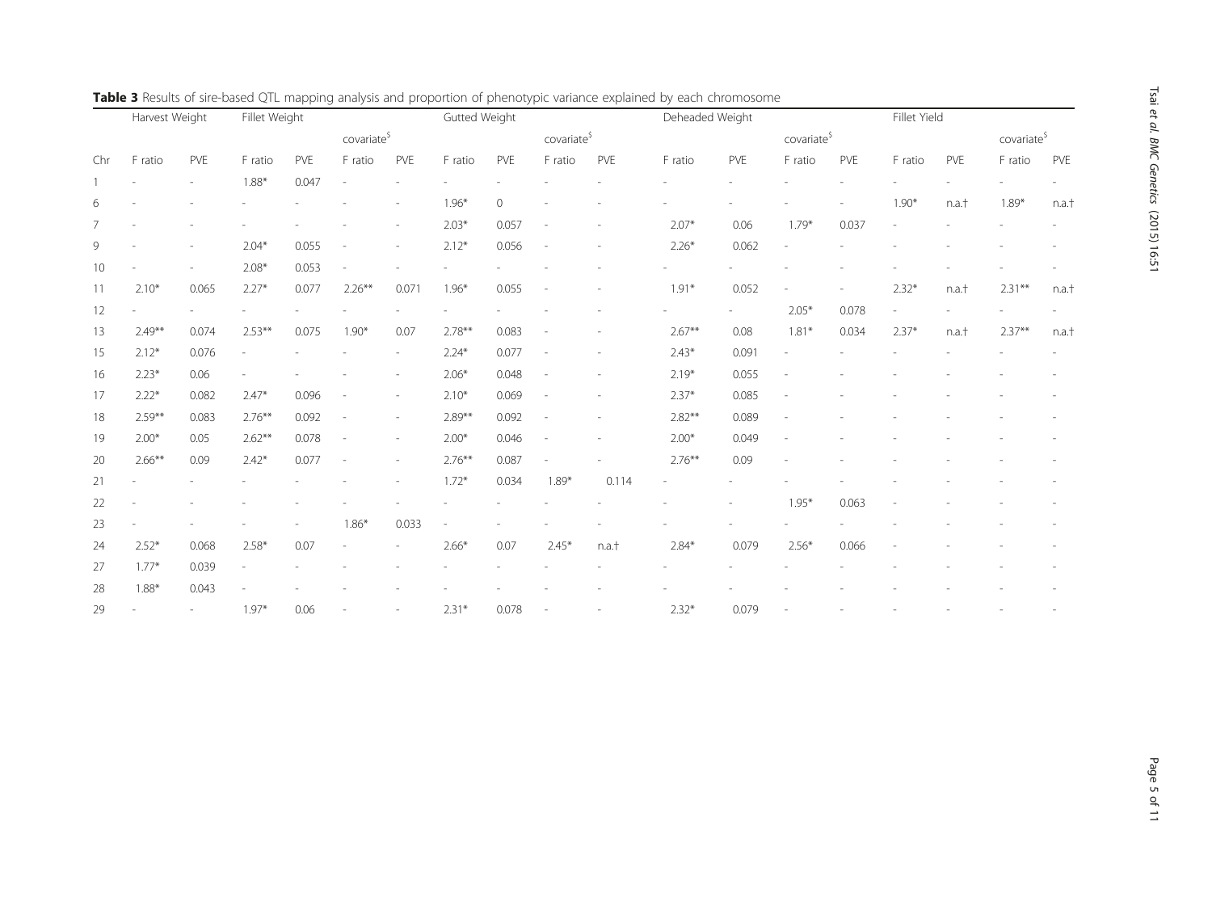**Table 3** Results of sire-based QTL mapping analysis and proportion of phenotypic variance explained by each chromosome

| | Harvest Weight | | Fillet Weight | | | | Gutted Weight | | | | Deheaded Weight | | | | Fillet Yield | | | |
|---|---|---|---|---|---|---|---|---|---|---|---|---|---|---|---|---|---|---|
| | | | | | covariate$ | | | | covariate$ | | | | covariate$ | | | | covariate$ | |
| Chr | F ratio | PVE | F ratio | PVE | F ratio | PVE | F ratio | PVE | F ratio | PVE | F ratio | PVE | F ratio | PVE | F ratio | PVE | F ratio | PVE |
| 1 | - | - | 1.88* | 0.047 | - | - | - | - | - | - | - | - | - | - | - | - | - | - |
| 6 | - | - | - | - | - | - | 1.96* | 0 | - | - | - | - | - | - | 1.90* | n.a.† | 1.89* | n.a.† |
| 7 | - | - | - | - | - | - | 2.03* | 0.057 | - | - | 2.07* | 0.06 | 1.79* | 0.037 | - | - | - | - |
| 9 | - | - | 2.04* | 0.055 | - | - | 2.12* | 0.056 | - | - | 2.26* | 0.062 | - | - | - | - | - | - |
| 10 | - | - | 2.08* | 0.053 | - | - | - | - | - | - | - | - | - | - | - | - | - | - |
| 11 | 2.10* | 0.065 | 2.27* | 0.077 | 2.26** | 0.071 | 1.96* | 0.055 | - | - | 1.91* | 0.052 | - | - | 2.32* | n.a.† | 2.31** | n.a.† |
| 12 | - | - | - | - | - | - | - | - | - | - | - | - | 2.05* | 0.078 | - | - | - | - |
| 13 | 2.49** | 0.074 | 2.53** | 0.075 | 1.90* | 0.07 | 2.78** | 0.083 | - | - | 2.67** | 0.08 | 1.81* | 0.034 | 2.37* | n.a.† | 2.37** | n.a.† |
| 15 | 2.12* | 0.076 | - | - | - | - | 2.24* | 0.077 | - | - | 2.43* | 0.091 | - | - | - | - | - | - |
| 16 | 2.23* | 0.06 | - | - | - | - | 2.06* | 0.048 | - | - | 2.19* | 0.055 | - | - | - | - | - | - |
| 17 | 2.22* | 0.082 | 2.47* | 0.096 | - | - | 2.10* | 0.069 | - | - | 2.37* | 0.085 | - | - | - | - | - | - |
| 18 | 2.59** | 0.083 | 2.76** | 0.092 | - | - | 2.89** | 0.092 | - | - | 2.82** | 0.089 | - | - | - | - | - | - |
| 19 | 2.00* | 0.05 | 2.62** | 0.078 | - | - | 2.00* | 0.046 | - | - | 2.00* | 0.049 | - | - | - | - | - | - |
| 20 | 2.66** | 0.09 | 2.42* | 0.077 | - | - | 2.76** | 0.087 | - | - | 2.76** | 0.09 | - | - | - | - | - | - |
| 21 | - | - | - | - | - | - | 1.72* | 0.034 | 1.89* | 0.114 | - | - | - | - | - | - | - | - |
| 22 | - | - | - | - | - | - | - | - | - | - | - | - | 1.95* | 0.063 | - | - | - | - |
| 23 | - | - | - | - | 1.86* | 0.033 | - | - | - | - | - | - | - | - | - | - | - | - |
| 24 | 2.52* | 0.068 | 2.58* | 0.07 | - | - | 2.66* | 0.07 | 2.45* | n.a.† | 2.84* | 0.079 | 2.56* | 0.066 | - | - | - | - |
| 27 | 1.77* | 0.039 | - | - | - | - | - | - | - | - | - | - | - | - | - | - | - | - |
| 28 | 1.88* | 0.043 | - | - | - | - | - | - | - | - | - | - | - | - | - | - | - | - |
| 29 | - | - | 1.97* | 0.06 | - | - | 2.31* | 0.078 | - | - | 2.32* | 0.079 | - | - | - | - | - | - |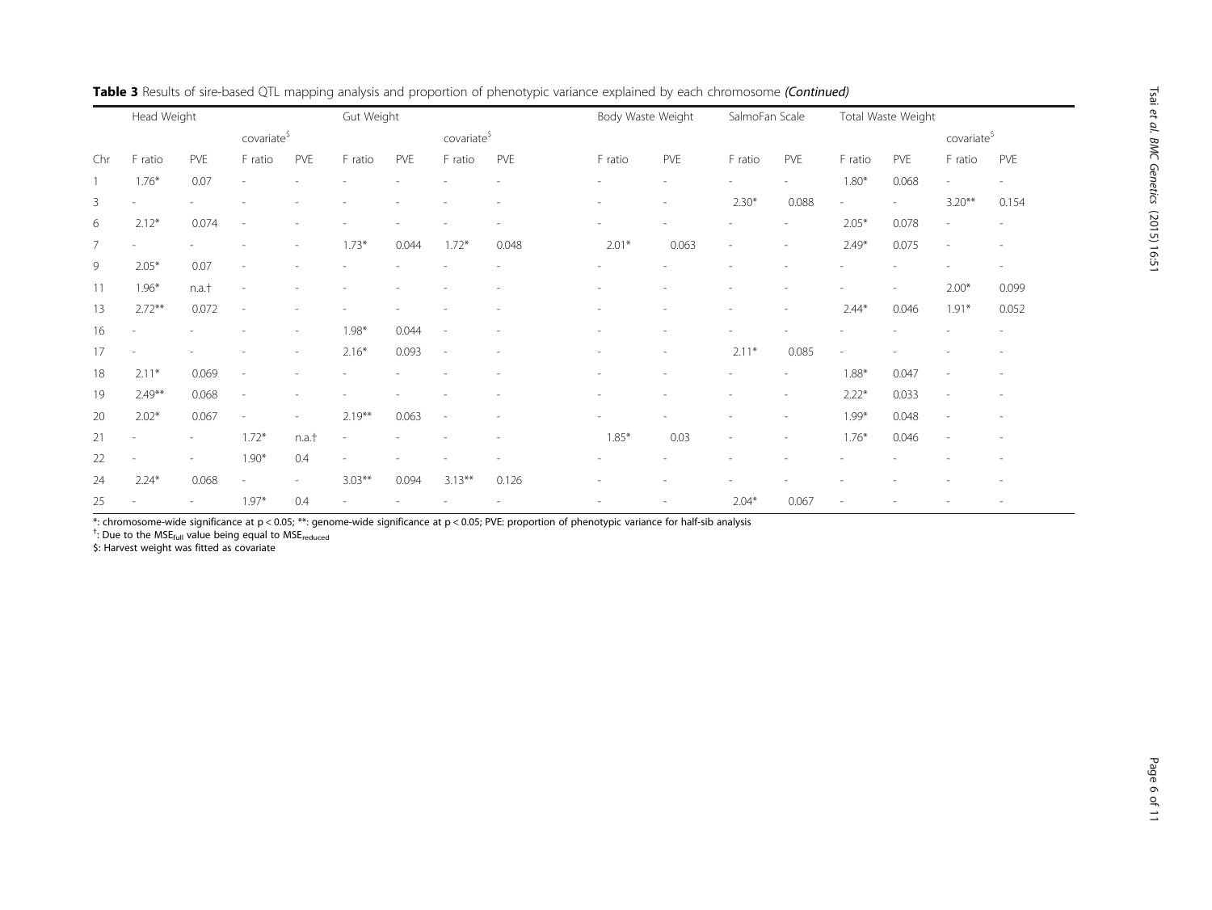**Table 3** Results of sire-based QTL mapping analysis and proportion of phenotypic variance explained by each chromosome *(Continued)*

| | Head Weight | | | | Gut Weight | | | | Body Waste Weight | | SalmoFan Scale | | Total Waste Weight | | | |
|---|---|---|---|---|---|---|---|---|---|---|---|---|---|---|---|---|
| | | | covariate[$] | | | | covariate[$] | | | | | | | | covariate[$] | |
| Chr | F ratio | PVE | F ratio | PVE | F ratio | PVE | F ratio | PVE | F ratio | PVE | F ratio | PVE | F ratio | PVE | F ratio | PVE |
| 1 | 1.76* | 0.07 | - | - | - | - | - | - | - | - | - | - | 1.80* | 0.068 | - | - |
| 3 | - | - | - | - | - | - | - | - | - | - | 2.30* | 0.088 | - | - | 3.20** | 0.154 |
| 6 | 2.12* | 0.074 | - | - | - | - | - | - | - | - | - | - | 2.05* | 0.078 | - | - |
| 7 | - | - | - | - | 1.73* | 0.044 | 1.72* | 0.048 | 2.01* | 0.063 | - | - | 2.49* | 0.075 | - | - |
| 9 | 2.05* | 0.07 | - | - | - | - | - | - | - | - | - | - | - | - | - | - |
| 11 | 1.96* | n.a.† | - | - | - | - | - | - | - | - | - | - | - | - | 2.00* | 0.099 |
| 13 | 2.72** | 0.072 | - | - | - | - | - | - | - | - | - | - | 2.44* | 0.046 | 1.91* | 0.052 |
| 16 | - | - | - | - | 1.98* | 0.044 | - | - | - | - | - | - | - | - | - | - |
| 17 | - | - | - | - | 2.16* | 0.093 | - | - | - | - | 2.11* | 0.085 | - | - | - | - |
| 18 | 2.11* | 0.069 | - | - | - | - | - | - | - | - | - | - | 1.88* | 0.047 | - | - |
| 19 | 2.49** | 0.068 | - | - | - | - | - | - | - | - | - | - | 2.22* | 0.033 | - | - |
| 20 | 2.02* | 0.067 | - | - | 2.19** | 0.063 | - | - | - | - | - | - | 1.99* | 0.048 | - | - |
| 21 | - | - | 1.72* | n.a.† | - | - | - | - | 1.85* | 0.03 | - | - | 1.76* | 0.046 | - | - |
| 22 | - | - | 1.90* | 0.4 | - | - | - | - | - | - | - | - | - | - | - | - |
| 24 | 2.24* | 0.068 | - | - | 3.03** | 0.094 | 3.13** | 0.126 | - | - | - | - | - | - | - | - |
| 25 | - | - | 1.97* | 0.4 | - | - | - | - | - | - | 2.04* | 0.067 | - | - | - | - |

*: chromosome-wide significance at $p < 0.05$; **: genome-wide significance at $p < 0.05$; PVE: proportion of phenotypic variance for half-sib analysis

†: Due to the $MSE_{full}$ value being equal to $MSE_{reduced}$

$: Harvest weight was fitted as covariate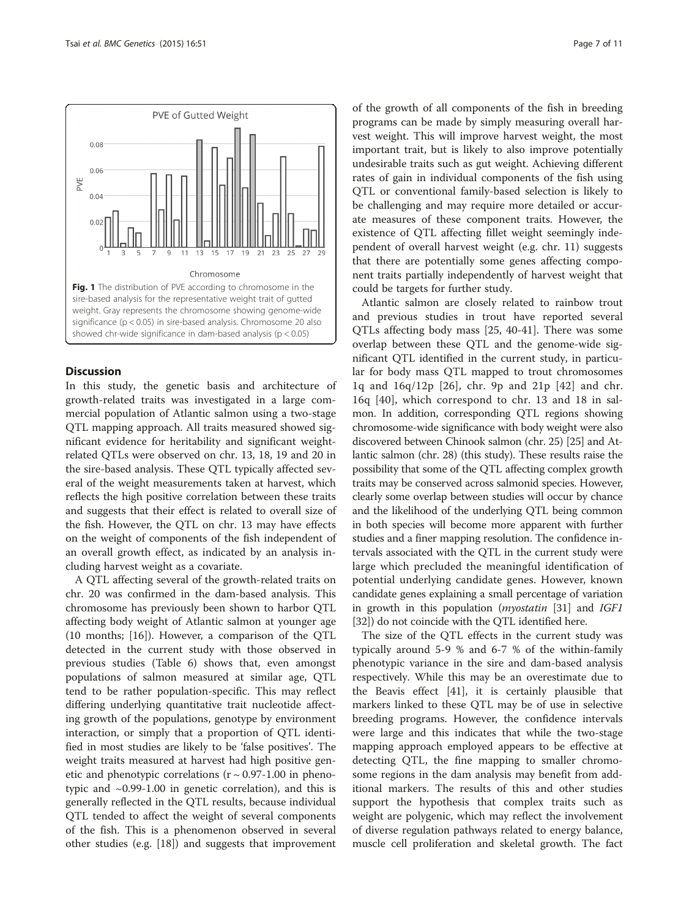Fig. 1 The distribution of PVE according to chromosome in the sire-based analysis for the representative weight trait of gutted weight. Gray represents the chromosome showing genome-wide significance ($p < 0.05$) in sire-based analysis. Chromosome 20 also showed chr-wide significance in dam-based analysis ($p < 0.05$)

## Discussion

In this study, the genetic basis and architecture of growth-related traits was investigated in a large commercial population of Atlantic salmon using a two-stage QTL mapping approach. All traits measured showed significant evidence for heritability and significant weight-related QTLs were observed on chr. 13, 18, 19 and 20 in the sire-based analysis. These QTL typically affected several of the weight measurements taken at harvest, which reflects the high positive correlation between these traits and suggests that their effect is related to overall size of the fish. However, the QTL on chr. 13 may have effects on the weight of components of the fish independent of an overall growth effect, as indicated by an analysis including harvest weight as a covariate.

A QTL affecting several of the growth-related traits on chr. 20 was confirmed in the dam-based analysis. This chromosome has previously been shown to harbor QTL affecting body weight of Atlantic salmon at younger age (10 months; [16]). However, a comparison of the QTL detected in the current study with those observed in previous studies (Table 6) shows that, even amongst populations of salmon measured at similar age, QTL tend to be rather population-specific. This may reflect differing underlying quantitative trait nucleotide affecting growth of the populations, genotype by environment interaction, or simply that a proportion of QTL identified in most studies are likely to be 'false positives'. The weight traits measured at harvest had high positive genetic and phenotypic correlations ($r \sim 0.97$-$1.00$ in phenotypic and $\sim 0.99$-$1.00$ in genetic correlation), and this is generally reflected in the QTL results, because individual QTL tended to affect the weight of several components of the fish. This is a phenomenon observed in several other studies (e.g. [18]) and suggests that improvement of the growth of all components of the fish in breeding programs can be made by simply measuring overall harvest weight. This will improve harvest weight, the most important trait, but is likely to also improve potentially undesirable traits such as gut weight. Achieving different rates of gain in individual components of the fish using QTL or conventional family-based selection is likely to be challenging and may require more detailed or accurate measures of these component traits. However, the existence of QTL affecting fillet weight seemingly independent of overall harvest weight (e.g. chr. 11) suggests that there are potentially some genes affecting component traits partially independently of harvest weight that could be targets for further study.

Atlantic salmon are closely related to rainbow trout and previous studies in trout have reported several QTLs affecting body mass [25, 40-41]. There was some overlap between these QTL and the genome-wide significant QTL identified in the current study, in particular for body mass QTL mapped to trout chromosomes 1q and 16q/12p [26], chr. 9p and 21p [42] and chr. 16q [40], which correspond to chr. 13 and 18 in salmon. In addition, corresponding QTL regions showing chromosome-wide significance with body weight were also discovered between Chinook salmon (chr. 25) [25] and Atlantic salmon (chr. 28) (this study). These results raise the possibility that some of the QTL affecting complex growth traits may be conserved across salmonid species. However, clearly some overlap between studies will occur by chance and the likelihood of the underlying QTL being common in both species will become more apparent with further studies and a finer mapping resolution. The confidence intervals associated with the QTL in the current study were large which precluded the meaningful identification of potential underlying candidate genes. However, known candidate genes explaining a small percentage of variation in growth in this population (*myostatin* [31] and *IGF1* [32]) do not coincide with the QTL identified here.

The size of the QTL effects in the current study was typically around 5-9 % and 6-7 % of the within-family phenotypic variance in the sire and dam-based analysis respectively. While this may be an overestimate due to the Beavis effect [41], it is certainly plausible that markers linked to these QTL may be of use in selective breeding programs. However, the confidence intervals were large and this indicates that while the two-stage mapping approach employed appears to be effective at detecting QTL, the fine mapping to smaller chromosome regions in the dam analysis may benefit from additional markers. The results of this and other studies support the hypothesis that complex traits such as weight are polygenic, which may reflect the involvement of diverse regulation pathways related to energy balance, muscle cell proliferation and skeletal growth. The fact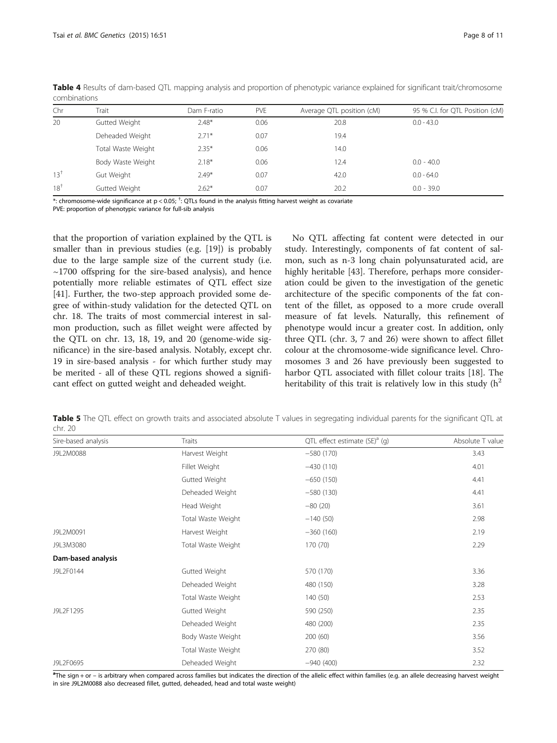**Table 4** Results of dam-based QTL mapping analysis and proportion of phenotypic variance explained for significant trait/chromosome combinations

| Chr | Trait | Dam F-ratio | PVE | Average QTL position (cM) | 95 % C.I. for QTL Position (cM) |
|---|---|---|---|---|---|
| 20 | Gutted Weight | 2.48* | 0.06 | 20.8 | 0.0 - 43.0 |
| | Deheaded Weight | 2.71* | 0.07 | 19.4 | |
| | Total Waste Weight | 2.35* | 0.06 | 14.0 | |
| | Body Waste Weight | 2.18* | 0.06 | 12.4 | 0.0 - 40.0 |
| 13[†] | Gut Weight | 2.49* | 0.07 | 42.0 | 0.0 - 64.0 |
| 18[†] | Gutted Weight | 2.62* | 0.07 | 20.2 | 0.0 - 39.0 |

*: chromosome-wide significance at $p < 0.05$; [†]: QTLs found in the analysis fitting harvest weight as covariate
PVE: proportion of phenotypic variance for full-sib analysis

that the proportion of variation explained by the QTL is smaller than in previous studies (e.g. [19]) is probably due to the large sample size of the current study (i.e. ~1700 offspring for the sire-based analysis), and hence potentially more reliable estimates of QTL effect size [41]. Further, the two-step approach provided some degree of within-study validation for the detected QTL on chr. 18. The traits of most commercial interest in salmon production, such as fillet weight were affected by the QTL on chr. 13, 18, 19, and 20 (genome-wide significance) in the sire-based analysis. Notably, except chr. 19 in sire-based analysis - for which further study may be merited - all of these QTL regions showed a significant effect on gutted weight and deheaded weight.

No QTL affecting fat content were detected in our study. Interestingly, components of fat content of salmon, such as n-3 long chain polyunsaturated acid, are highly heritable [43]. Therefore, perhaps more consideration could be given to the investigation of the genetic architecture of the specific components of the fat content of the fillet, as opposed to a more crude overall measure of fat levels. Naturally, this refinement of phenotype would incur a greater cost. In addition, only three QTL (chr. 3, 7 and 26) were shown to affect fillet colour at the chromosome-wide significance level. Chromosomes 3 and 26 have previously been suggested to harbor QTL associated with fillet colour traits [18]. The heritability of this trait is relatively low in this study ($h^2$

**Table 5** The QTL effect on growth traits and associated absolute T values in segregating individual parents for the significant QTL at chr. 20

| Sire-based analysis | Traits | QTL effect estimate (SE)[a] (g) | Absolute T value |
|---|---|---|---|
| J9L2M0088 | Harvest Weight | −580 (170) | 3.43 |
| | Fillet Weight | −430 (110) | 4.01 |
| | Gutted Weight | −650 (150) | 4.41 |
| | Deheaded Weight | −580 (130) | 4.41 |
| | Head Weight | −80 (20) | 3.61 |
| | Total Waste Weight | −140 (50) | 2.98 |
| J9L2M0091 | Harvest Weight | −360 (160) | 2.19 |
| J9L3M3080 | Total Waste Weight | 170 (70) | 2.29 |
| **Dam-based analysis** | | | |
| J9L2F0144 | Gutted Weight | 570 (170) | 3.36 |
| | Deheaded Weight | 480 (150) | 3.28 |
| | Total Waste Weight | 140 (50) | 2.53 |
| J9L2F1295 | Gutted Weight | 590 (250) | 2.35 |
| | Deheaded Weight | 480 (200) | 2.35 |
| | Body Waste Weight | 200 (60) | 3.56 |
| | Total Waste Weight | 270 (80) | 3.52 |
| J9L2F0695 | Deheaded Weight | −940 (400) | 2.32 |

[a]The sign + or − is arbitrary when compared across families but indicates the direction of the allelic effect within families (e.g. an allele decreasing harvest weight in sire J9L2M0088 also decreased fillet, gutted, deheaded, head and total waste weight)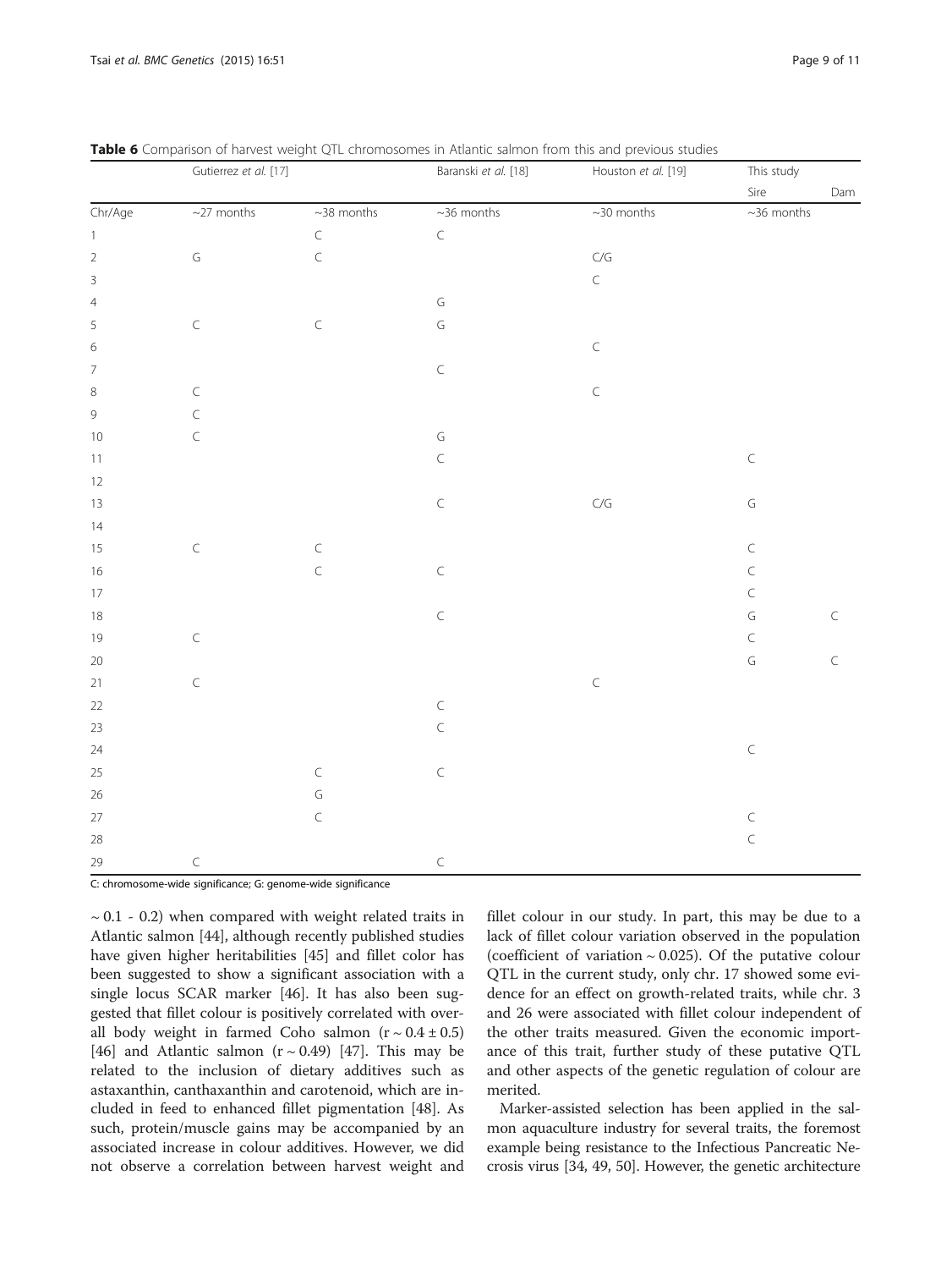**Table 6** Comparison of harvest weight QTL chromosomes in Atlantic salmon from this and previous studies

| | Gutierrez *et al.* [17] | | Baranski *et al.* [18] | Houston *et al.* [19] | This study | |
|---|---|---|---|---|---|---|
| | | | | | Sire | Dam |
| Chr/Age | ~27 months | ~38 months | ~36 months | ~30 months | ~36 months | |
| 1 | | C | C | | | |
| 2 | G | C | | C/G | | |
| 3 | | | | C | | |
| 4 | | | G | | | |
| 5 | C | C | G | | | |
| 6 | | | | C | | |
| 7 | | | C | | | |
| 8 | C | | | C | | |
| 9 | C | | | | | |
| 10 | C | | G | | | |
| 11 | | | C | | C | |
| 12 | | | | | | |
| 13 | | | C | C/G | G | |
| 14 | | | | | | |
| 15 | C | C | | | C | |
| 16 | | C | C | | C | |
| 17 | | | | | C | |
| 18 | | | C | | G | C |
| 19 | C | | | | C | |
| 20 | | | | | G | C |
| 21 | C | | | C | | |
| 22 | | | C | | | |
| 23 | | | C | | | |
| 24 | | | | | C | |
| 25 | | C | C | | | |
| 26 | | G | | | | |
| 27 | | C | | | C | |
| 28 | | | | | C | |
| 29 | C | | C | | | |

C: chromosome-wide significance; G: genome-wide significance

~ 0.1 - 0.2) when compared with weight related traits in Atlantic salmon [44], although recently published studies have given higher heritabilities [45] and fillet color has been suggested to show a significant association with a single locus SCAR marker [46]. It has also been suggested that fillet colour is positively correlated with overall body weight in farmed Coho salmon (r ~ 0.4 ± 0.5) [46] and Atlantic salmon (r ~ 0.49) [47]. This may be related to the inclusion of dietary additives such as astaxanthin, canthaxanthin and carotenoid, which are included in feed to enhanced fillet pigmentation [48]. As such, protein/muscle gains may be accompanied by an associated increase in colour additives. However, we did not observe a correlation between harvest weight and fillet colour in our study. In part, this may be due to a lack of fillet colour variation observed in the population (coefficient of variation ~ 0.025). Of the putative colour QTL in the current study, only chr. 17 showed some evidence for an effect on growth-related traits, while chr. 3 and 26 were associated with fillet colour independent of the other traits measured. Given the economic importance of this trait, further study of these putative QTL and other aspects of the genetic regulation of colour are merited.

Marker-assisted selection has been applied in the salmon aquaculture industry for several traits, the foremost example being resistance to the Infectious Pancreatic Necrosis virus [34, 49, 50]. However, the genetic architecture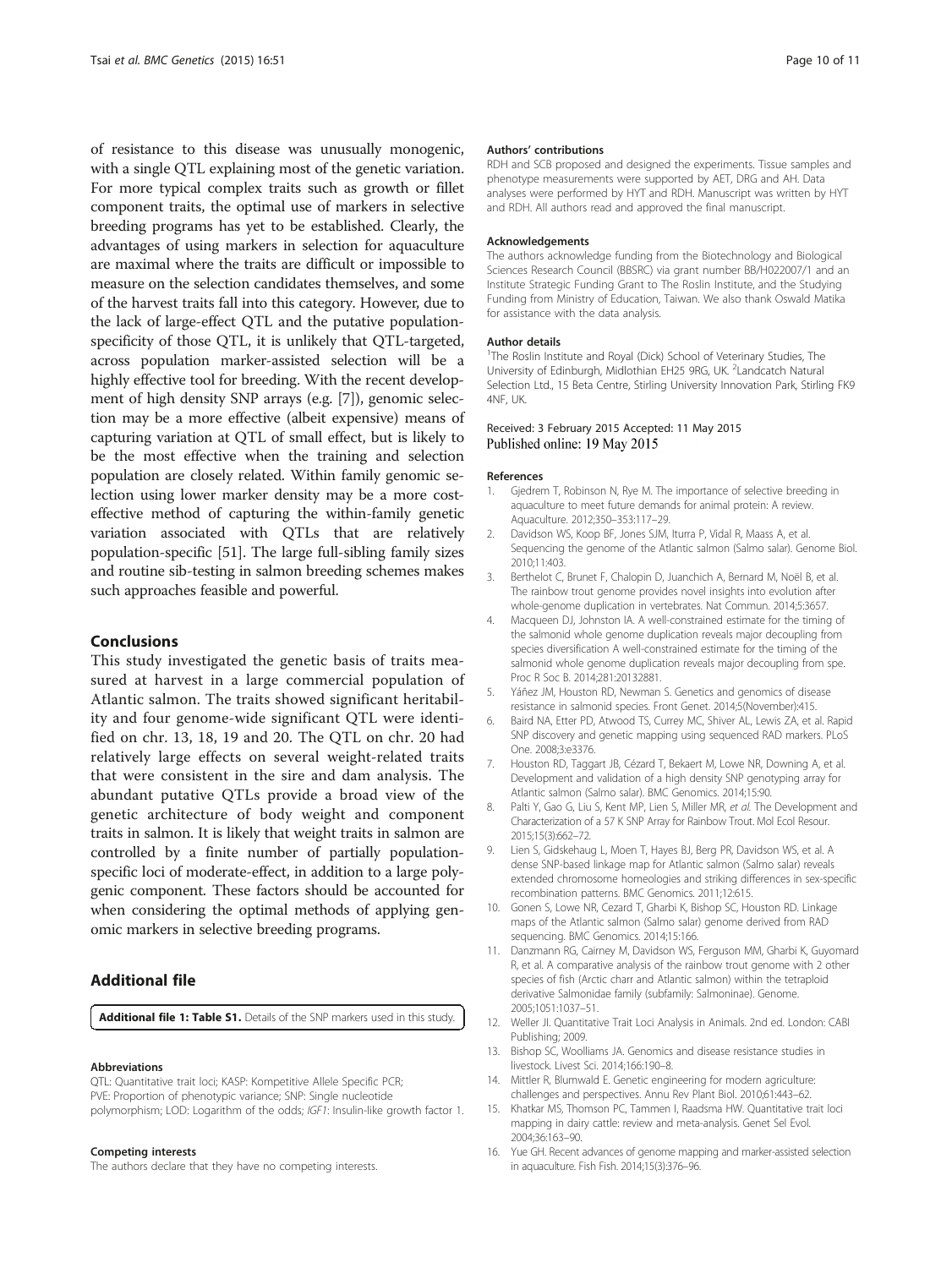of resistance to this disease was unusually monogenic, with a single QTL explaining most of the genetic variation. For more typical complex traits such as growth or fillet component traits, the optimal use of markers in selective breeding programs has yet to be established. Clearly, the advantages of using markers in selection for aquaculture are maximal where the traits are difficult or impossible to measure on the selection candidates themselves, and some of the harvest traits fall into this category. However, due to the lack of large-effect QTL and the putative population-specificity of those QTL, it is unlikely that QTL-targeted, across population marker-assisted selection will be a highly effective tool for breeding. With the recent development of high density SNP arrays (e.g. [7]), genomic selection may be a more effective (albeit expensive) means of capturing variation at QTL of small effect, but is likely to be the most effective when the training and selection population are closely related. Within family genomic selection using lower marker density may be a more cost-effective method of capturing the within-family genetic variation associated with QTLs that are relatively population-specific [51]. The large full-sibling family sizes and routine sib-testing in salmon breeding schemes makes such approaches feasible and powerful.

## Conclusions

This study investigated the genetic basis of traits measured at harvest in a large commercial population of Atlantic salmon. The traits showed significant heritability and four genome-wide significant QTL were identified on chr. 13, 18, 19 and 20. The QTL on chr. 20 had relatively large effects on several weight-related traits that were consistent in the sire and dam analysis. The abundant putative QTLs provide a broad view of the genetic architecture of body weight and component traits in salmon. It is likely that weight traits in salmon are controlled by a finite number of partially population-specific loci of moderate-effect, in addition to a large polygenic component. These factors should be accounted for when considering the optimal methods of applying genomic markers in selective breeding programs.

## Additional file

**Additional file 1: Table S1.** Details of the SNP markers used in this study.

#### Abbreviations

QTL: Quantitative trait loci; KASP: Kompetitive Allele Specific PCR; PVE: Proportion of phenotypic variance; SNP: Single nucleotide polymorphism; LOD: Logarithm of the odds; *IGF1*: Insulin-like growth factor 1.

#### Competing interests

The authors declare that they have no competing interests.

#### Authors' contributions

RDH and SCB proposed and designed the experiments. Tissue samples and phenotype measurements were supported by AET, DRG and AH. Data analyses were performed by HYT and RDH. Manuscript was written by HYT and RDH. All authors read and approved the final manuscript.

#### Acknowledgements

The authors acknowledge funding from the Biotechnology and Biological Sciences Research Council (BBSRC) via grant number BB/H022007/1 and an Institute Strategic Funding Grant to The Roslin Institute, and the Studying Funding from Ministry of Education, Taiwan. We also thank Oswald Matika for assistance with the data analysis.

#### Author details

[1]The Roslin Institute and Royal (Dick) School of Veterinary Studies, The University of Edinburgh, Midlothian EH25 9RG, UK. [2]Landcatch Natural Selection Ltd., 15 Beta Centre, Stirling University Innovation Park, Stirling FK9 4NF, UK.

Received: 3 February 2015 Accepted: 11 May 2015
Published online: 19 May 2015

#### References

1. Gjedrem T, Robinson N, Rye M. The importance of selective breeding in aquaculture to meet future demands for animal protein: A review. Aquaculture. 2012;350–353:117–29.
2. Davidson WS, Koop BF, Jones SJM, Iturra P, Vidal R, Maass A, et al. Sequencing the genome of the Atlantic salmon (Salmo salar). Genome Biol. 2010;11:403.
3. Berthelot C, Brunet F, Chalopin D, Juanchich A, Bernard M, Noël B, et al. The rainbow trout genome provides novel insights into evolution after whole-genome duplication in vertebrates. Nat Commun. 2014;5:3657.
4. Macqueen DJ, Johnston IA. A well-constrained estimate for the timing of the salmonid whole genome duplication reveals major decoupling from species diversification A well-constrained estimate for the timing of the salmonid whole genome duplication reveals major decoupling from spe. Proc R Soc B. 2014;281:20132881.
5. Yáñez JM, Houston RD, Newman S. Genetics and genomics of disease resistance in salmonid species. Front Genet. 2014;5(November):415.
6. Baird NA, Etter PD, Atwood TS, Currey MC, Shiver AL, Lewis ZA, et al. Rapid SNP discovery and genetic mapping using sequenced RAD markers. PLoS One. 2008;3:e3376.
7. Houston RD, Taggart JB, Cézard T, Bekaert M, Lowe NR, Downing A, et al. Development and validation of a high density SNP genotyping array for Atlantic salmon (Salmo salar). BMC Genomics. 2014;15:90.
8. Palti Y, Gao G, Liu S, Kent MP, Lien S, Miller MR, *et al.* The Development and Characterization of a 57 K SNP Array for Rainbow Trout. Mol Ecol Resour. 2015;15(3):662–72.
9. Lien S, Gidskehaug L, Moen T, Hayes BJ, Berg PR, Davidson WS, et al. A dense SNP-based linkage map for Atlantic salmon (Salmo salar) reveals extended chromosome homeologies and striking differences in sex-specific recombination patterns. BMC Genomics. 2011;12:615.
10. Gonen S, Lowe NR, Cezard T, Gharbi K, Bishop SC, Houston RD. Linkage maps of the Atlantic salmon (Salmo salar) genome derived from RAD sequencing. BMC Genomics. 2014;15:166.
11. Danzmann RG, Cairney M, Davidson WS, Ferguson MM, Gharbi K, Guyomard R, et al. A comparative analysis of the rainbow trout genome with 2 other species of fish (Arctic charr and Atlantic salmon) within the tetraploid derivative Salmonidae family (subfamily: Salmoninae). Genome. 2005;1051:1037–51.
12. Weller JI. Quantitative Trait Loci Analysis in Animals. 2nd ed. London: CABI Publishing; 2009.
13. Bishop SC, Woolliams JA. Genomics and disease resistance studies in livestock. Livest Sci. 2014;166:190–8.
14. Mittler R, Blumwald E. Genetic engineering for modern agriculture: challenges and perspectives. Annu Rev Plant Biol. 2010;61:443–62.
15. Khatkar MS, Thomson PC, Tammen I, Raadsma HW. Quantitative trait loci mapping in dairy cattle: review and meta-analysis. Genet Sel Evol. 2004;36:163–90.
16. Yue GH. Recent advances of genome mapping and marker-assisted selection in aquaculture. Fish Fish. 2014;15(3):376–96.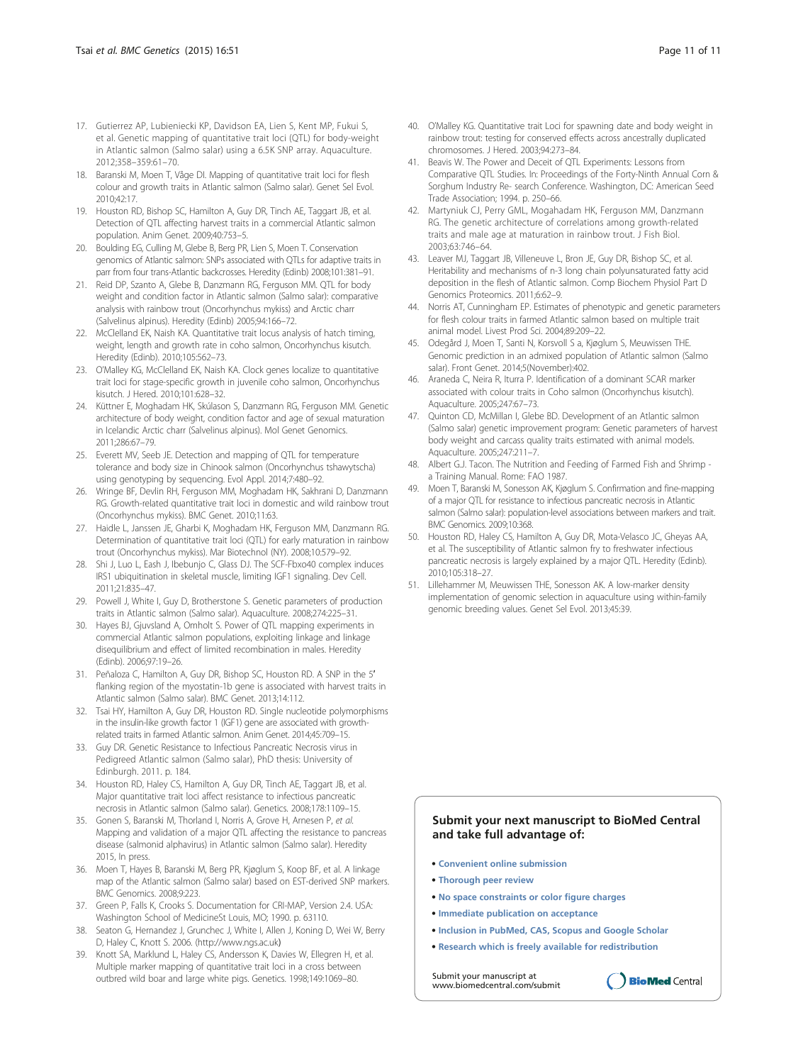17. Gutierrez AP, Lubieniecki KP, Davidson EA, Lien S, Kent MP, Fukui S, et al. Genetic mapping of quantitative trait loci (QTL) for body-weight in Atlantic salmon (Salmo salar) using a 6.5K SNP array. Aquaculture. 2012;358–359:61–70.
18. Baranski M, Moen T, Våge DI. Mapping of quantitative trait loci for flesh colour and growth traits in Atlantic salmon (Salmo salar). Genet Sel Evol. 2010;42:17.
19. Houston RD, Bishop SC, Hamilton A, Guy DR, Tinch AE, Taggart JB, et al. Detection of QTL affecting harvest traits in a commercial Atlantic salmon population. Anim Genet. 2009;40:753–5.
20. Boulding EG, Culling M, Glebe B, Berg PR, Lien S, Moen T. Conservation genomics of Atlantic salmon: SNPs associated with QTLs for adaptive traits in parr from four trans-Atlantic backcrosses. Heredity (Edinb) 2008;101:381–91.
21. Reid DP, Szanto A, Glebe B, Danzmann RG, Ferguson MM. QTL for body weight and condition factor in Atlantic salmon (Salmo salar): comparative analysis with rainbow trout (Oncorhynchus mykiss) and Arctic charr (Salvelinus alpinus). Heredity (Edinb) 2005;94:166–72.
22. McClelland EK, Naish KA. Quantitative trait locus analysis of hatch timing, weight, length and growth rate in coho salmon, Oncorhynchus kisutch. Heredity (Edinb). 2010;105:562–73.
23. O'Malley KG, McClelland EK, Naish KA. Clock genes localize to quantitative trait loci for stage-specific growth in juvenile coho salmon, Oncorhynchus kisutch. J Hered. 2010;101:628–32.
24. Küttner E, Moghadam HK, Skúlason S, Danzmann RG, Ferguson MM. Genetic architecture of body weight, condition factor and age of sexual maturation in Icelandic Arctic charr (Salvelinus alpinus). Mol Genet Genomics. 2011;286:67–79.
25. Everett MV, Seeb JE. Detection and mapping of QTL for temperature tolerance and body size in Chinook salmon (Oncorhynchus tshawytscha) using genotyping by sequencing. Evol Appl. 2014;7:480–92.
26. Wringe BF, Devlin RH, Ferguson MM, Moghadam HK, Sakhrani D, Danzmann RG. Growth-related quantitative trait loci in domestic and wild rainbow trout (Oncorhynchus mykiss). BMC Genet. 2010;11:63.
27. Haidle L, Janssen JE, Gharbi K, Moghadam HK, Ferguson MM, Danzmann RG. Determination of quantitative trait loci (QTL) for early maturation in rainbow trout (Oncorhynchus mykiss). Mar Biotechnol (NY). 2008;10:579–92.
28. Shi J, Luo L, Eash J, Ibebunjo C, Glass DJ. The SCF-Fbxo40 complex induces IRS1 ubiquitination in skeletal muscle, limiting IGF1 signaling. Dev Cell. 2011;21:835–47.
29. Powell J, White I, Guy D, Brotherstone S. Genetic parameters of production traits in Atlantic salmon (Salmo salar). Aquaculture. 2008;274:225–31.
30. Hayes BJ, Gjuvsland A, Omholt S. Power of QTL mapping experiments in commercial Atlantic salmon populations, exploiting linkage and linkage disequilibrium and effect of limited recombination in males. Heredity (Edinb). 2006;97:19–26.
31. Peñaloza C, Hamilton A, Guy DR, Bishop SC, Houston RD. A SNP in the 5′ flanking region of the myostatin-1b gene is associated with harvest traits in Atlantic salmon (Salmo salar). BMC Genet. 2013;14:112.
32. Tsai HY, Hamilton A, Guy DR, Houston RD. Single nucleotide polymorphisms in the insulin-like growth factor 1 (IGF1) gene are associated with growth-related traits in farmed Atlantic salmon. Anim Genet. 2014;45:709–15.
33. Guy DR. Genetic Resistance to Infectious Pancreatic Necrosis virus in Pedigreed Atlantic salmon (Salmo salar), PhD thesis: University of Edinburgh. 2011. p. 184.
34. Houston RD, Haley CS, Hamilton A, Guy DR, Tinch AE, Taggart JB, et al. Major quantitative trait loci affect resistance to infectious pancreatic necrosis in Atlantic salmon (Salmo salar). Genetics. 2008;178:1109–15.
35. Gonen S, Baranski M, Thorland I, Norris A, Grove H, Arnesen P, *et al.* Mapping and validation of a major QTL affecting the resistance to pancreas disease (salmonid alphavirus) in Atlantic salmon (Salmo salar). Heredity 2015, In press.
36. Moen T, Hayes B, Baranski M, Berg PR, Kjøglum S, Koop BF, et al. A linkage map of the Atlantic salmon (Salmo salar) based on EST-derived SNP markers. BMC Genomics. 2008;9:223.
37. Green P, Falls K, Crooks S. Documentation for CRI-MAP, Version 2.4. USA: Washington School of MedicineSt Louis, MO; 1990. p. 63110.
38. Seaton G, Hernandez J, Grunchec J, White I, Allen J, Koning D, Wei W, Berry D, Haley C, Knott S. 2006. (http://www.ngs.ac.uk)
39. Knott SA, Marklund L, Haley CS, Andersson K, Davies W, Ellegren H, et al. Multiple marker mapping of quantitative trait loci in a cross between outbred wild boar and large white pigs. Genetics. 1998;149:1069–80.
40. O'Malley KG. Quantitative trait Loci for spawning date and body weight in rainbow trout: testing for conserved effects across ancestrally duplicated chromosomes. J Hered. 2003;94:273–84.
41. Beavis W. The Power and Deceit of QTL Experiments: Lessons from Comparative QTL Studies. In: Proceedings of the Forty-Ninth Annual Corn & Sorghum Industry Re- search Conference. Washington, DC: American Seed Trade Association; 1994. p. 250–66.
42. Martyniuk CJ, Perry GML, Mogahadam HK, Ferguson MM, Danzmann RG. The genetic architecture of correlations among growth-related traits and male age at maturation in rainbow trout. J Fish Biol. 2003;63:746–64.
43. Leaver MJ, Taggart JB, Villeneuve L, Bron JE, Guy DR, Bishop SC, et al. Heritability and mechanisms of n-3 long chain polyunsaturated fatty acid deposition in the flesh of Atlantic salmon. Comp Biochem Physiol Part D Genomics Proteomics. 2011;6:62–9.
44. Norris AT, Cunningham EP. Estimates of phenotypic and genetic parameters for flesh colour traits in farmed Atlantic salmon based on multiple trait animal model. Livest Prod Sci. 2004;89:209–22.
45. Odegård J, Moen T, Santi N, Korsvoll S a, Kjøglum S, Meuwissen THE. Genomic prediction in an admixed population of Atlantic salmon (Salmo salar). Front Genet. 2014;5(November):402.
46. Araneda C, Neira R, Iturra P. Identification of a dominant SCAR marker associated with colour traits in Coho salmon (Oncorhynchus kisutch). Aquaculture. 2005;247:67–73.
47. Quinton CD, McMillan I, Glebe BD. Development of an Atlantic salmon (Salmo salar) genetic improvement program: Genetic parameters of harvest body weight and carcass quality traits estimated with animal models. Aquaculture. 2005;247:211–7.
48. Albert G.J. Tacon. The Nutrition and Feeding of Farmed Fish and Shrimp - a Training Manual. Rome: FAO 1987.
49. Moen T, Baranski M, Sonesson AK, Kjøglum S. Confirmation and fine-mapping of a major QTL for resistance to infectious pancreatic necrosis in Atlantic salmon (Salmo salar): population-level associations between markers and trait. BMC Genomics. 2009;10:368.
50. Houston RD, Haley CS, Hamilton A, Guy DR, Mota-Velasco JC, Gheyas AA, et al. The susceptibility of Atlantic salmon fry to freshwater infectious pancreatic necrosis is largely explained by a major QTL. Heredity (Edinb). 2010;105:318–27.
51. Lillehammer M, Meuwissen THE, Sonesson AK. A low-marker density implementation of genomic selection in aquaculture using within-family genomic breeding values. Genet Sel Evol. 2013;45:39.

**Submit your next manuscript to BioMed Central and take full advantage of:**

- **Convenient online submission**
- **Thorough peer review**
- **No space constraints or color figure charges**
- **Immediate publication on acceptance**
- **Inclusion in PubMed, CAS, Scopus and Google Scholar**
- **Research which is freely available for redistribution**

Submit your manuscript at
www.biomedcentral.com/submit

BioMed Central